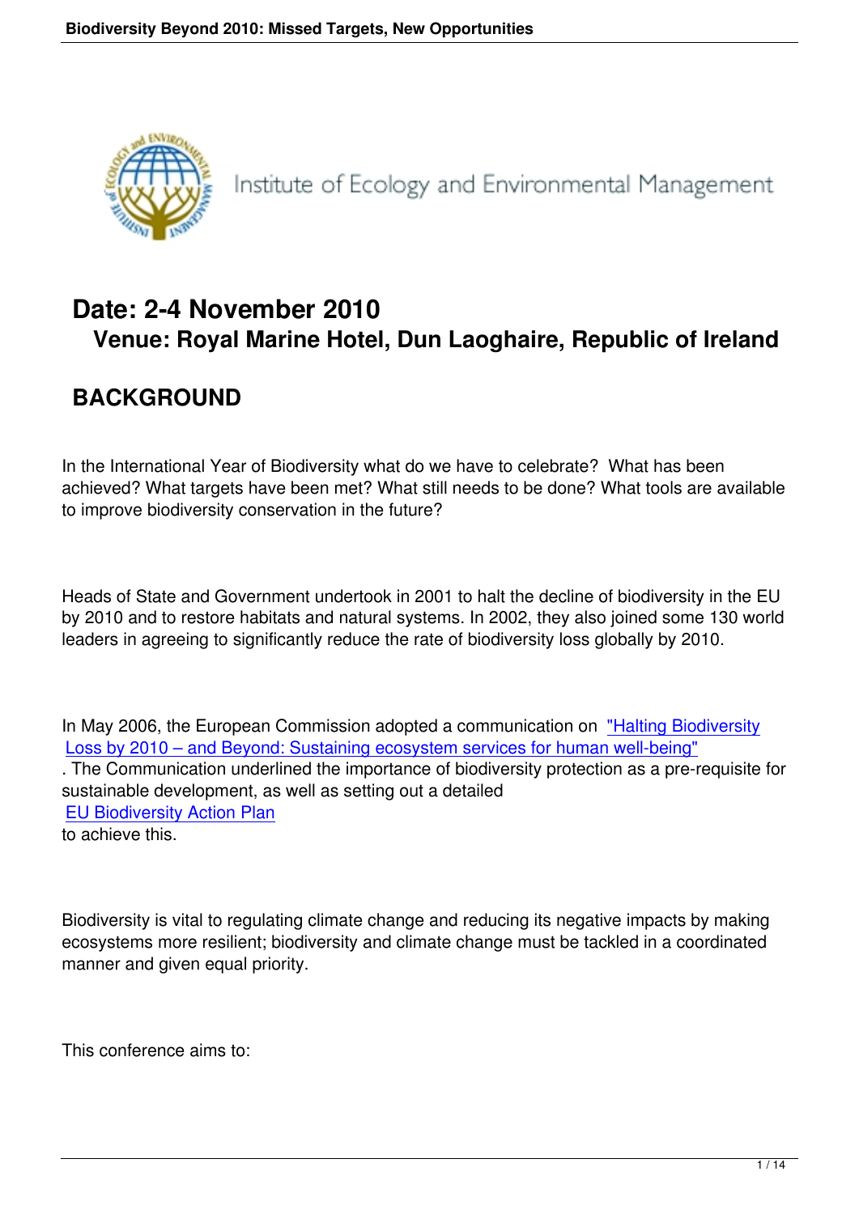Institute of Ecology and Environmental Management

## Date: 2-4 November 2010

## Venue: Royal Marine Hotel, Dun Laoghaire, Republic of Ireland

## BACKGROUND

In the International Year of Biodiversity what do we have to celebrate? What has been achieved? What targets have been met? What still needs to be done? What tools are available to improve biodiversity conservation in the future?

Heads of State and Government undertook in 2001 to halt the decline of biodiversity in the EU by 2010 and to restore habitats and natural systems. In 2002, they also joined some 130 world leaders in agreeing to significantly reduce the rate of biodiversity loss globally by 2010.

In May 2006, the European Commission adopted a communication on "Halting Biodiversity Loss by 2010 – and Beyond: Sustaining ecosystem services for human well-being". The Communication underlined the importance of biodiversity protection as a pre-requisite for sustainable development, as well as setting out a detailed EU Biodiversity Action Plan to achieve this.

Biodiversity is vital to regulating climate change and reducing its negative impacts by making ecosystems more resilient; biodiversity and climate change must be tackled in a coordinated manner and given equal priority.

This conference aims to: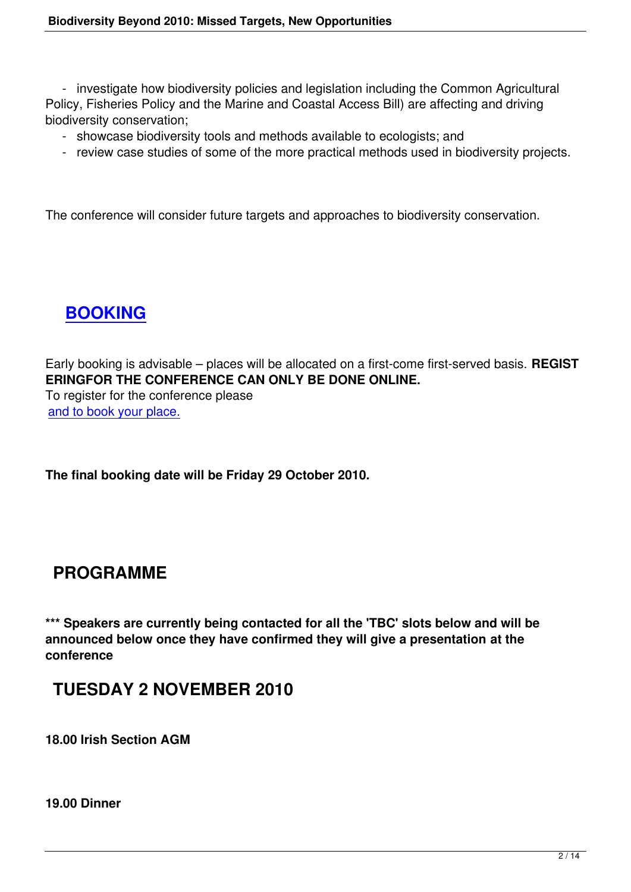- investigate how biodiversity policies and legislation including the Common Agricultural Policy, Fisheries Policy and the Marine and Coastal Access Bill) are affecting and driving biodiversity conservation;
- showcase biodiversity tools and methods available to ecologists; and
- review case studies of some of the more practical methods used in biodiversity projects.

The conference will consider future targets and approaches to biodiversity conservation.

## BOOKING

Early booking is advisable – places will be allocated on a first-come first-served basis. **REGISTERINGFOR THE CONFERENCE CAN ONLY BE DONE ONLINE.**
To register for the conference please
and to book your place.

**The final booking date will be Friday 29 October 2010.**

## PROGRAMME

**\*\*\* Speakers are currently being contacted for all the 'TBC' slots below and will be announced below once they have confirmed they will give a presentation at the conference**

## TUESDAY 2 NOVEMBER 2010

**18.00 Irish Section AGM**

**19.00 Dinner**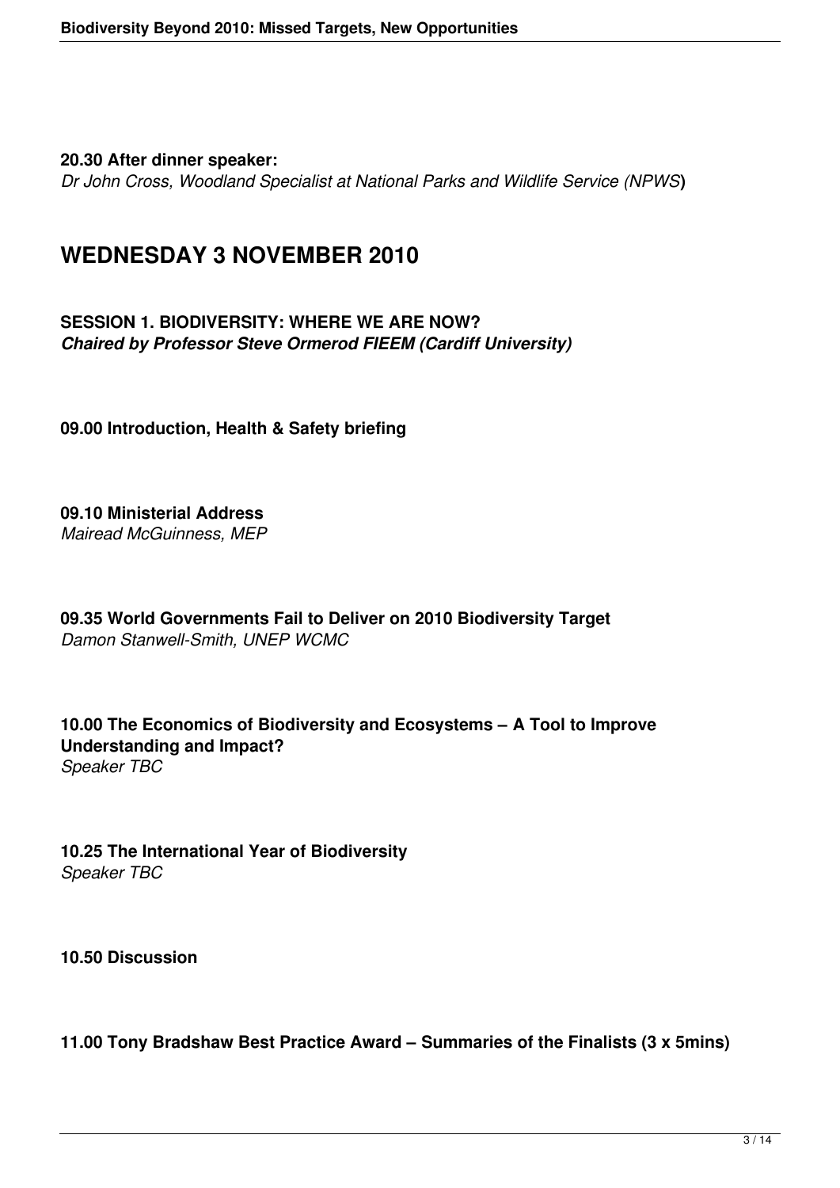**20.30 After dinner speaker:**
*Dr John Cross, Woodland Specialist at National Parks and Wildlife Service (NPWS*)

## WEDNESDAY 3 NOVEMBER 2010

**SESSION 1. BIODIVERSITY: WHERE WE ARE NOW?**
***Chaired by Professor Steve Ormerod FIEEM (Cardiff University)***

**09.00 Introduction, Health & Safety briefing**

**09.10 Ministerial Address**
*Mairead McGuinness, MEP*

**09.35 World Governments Fail to Deliver on 2010 Biodiversity Target**
*Damon Stanwell-Smith, UNEP WCMC*

**10.00 The Economics of Biodiversity and Ecosystems – A Tool to Improve Understanding and Impact?**
*Speaker TBC*

**10.25 The International Year of Biodiversity**
*Speaker TBC*

**10.50 Discussion**

**11.00 Tony Bradshaw Best Practice Award – Summaries of the Finalists (3 x 5mins)**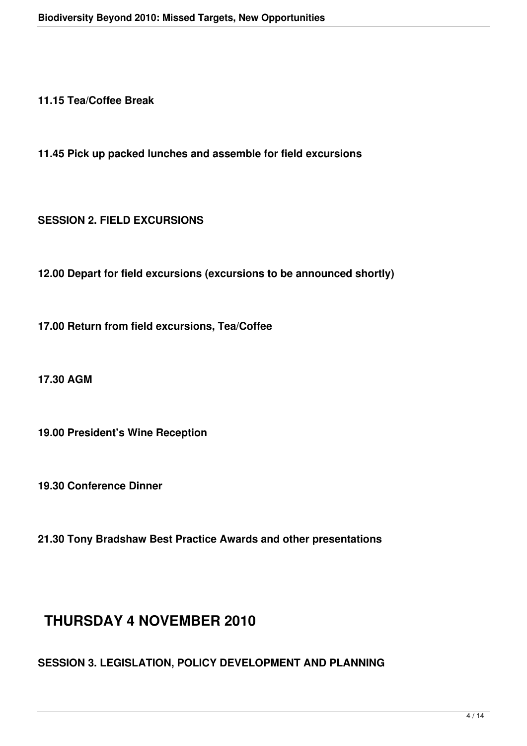**11.15 Tea/Coffee Break**

**11.45 Pick up packed lunches and assemble for field excursions**

**SESSION 2. FIELD EXCURSIONS**

**12.00 Depart for field excursions (excursions to be announced shortly)**

**17.00 Return from field excursions, Tea/Coffee**

**17.30 AGM**

**19.00 President's Wine Reception**

**19.30 Conference Dinner**

**21.30 Tony Bradshaw Best Practice Awards and other presentations**

## THURSDAY 4 NOVEMBER 2010

**SESSION 3. LEGISLATION, POLICY DEVELOPMENT AND PLANNING**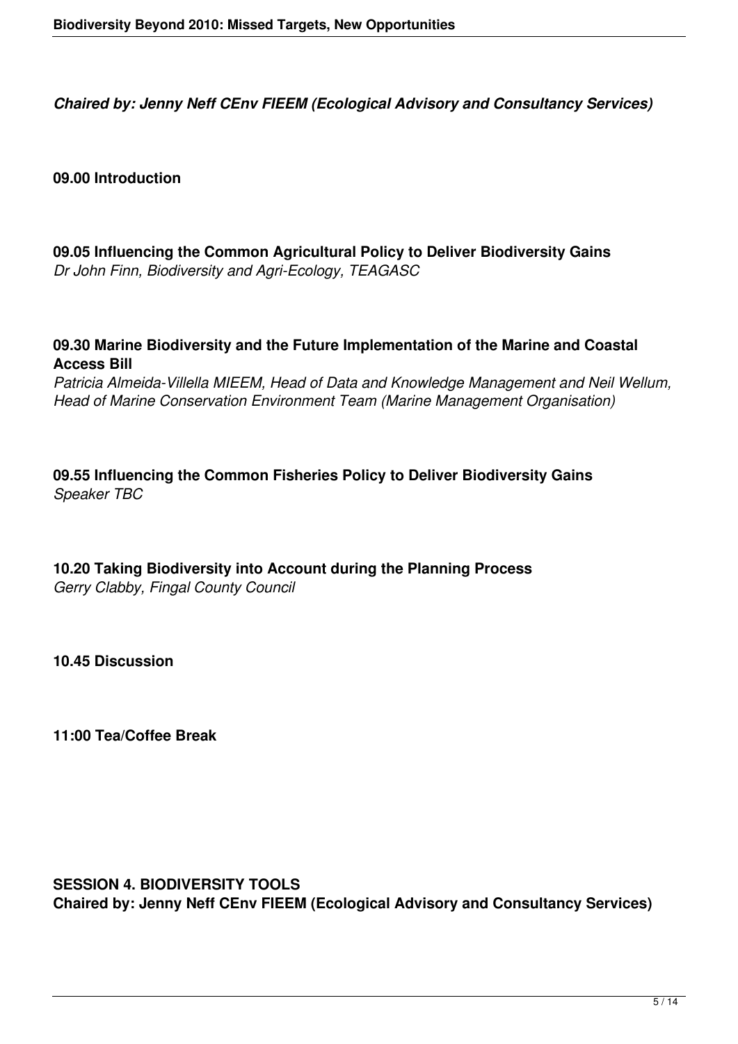***Chaired by: Jenny Neff CEnv FIEEM (Ecological Advisory and Consultancy Services)***

**09.00 Introduction**

**09.05 Influencing the Common Agricultural Policy to Deliver Biodiversity Gains**
*Dr John Finn, Biodiversity and Agri-Ecology, TEAGASC*

**09.30 Marine Biodiversity and the Future Implementation of the Marine and Coastal Access Bill**
*Patricia Almeida-Villella MIEEM, Head of Data and Knowledge Management and Neil Wellum, Head of Marine Conservation Environment Team (Marine Management Organisation)*

**09.55 Influencing the Common Fisheries Policy to Deliver Biodiversity Gains**
*Speaker TBC*

**10.20 Taking Biodiversity into Account during the Planning Process**
*Gerry Clabby, Fingal County Council*

**10.45 Discussion**

**11:00 Tea/Coffee Break**

## SESSION 4. BIODIVERSITY TOOLS

**Chaired by: Jenny Neff CEnv FIEEM (Ecological Advisory and Consultancy Services)**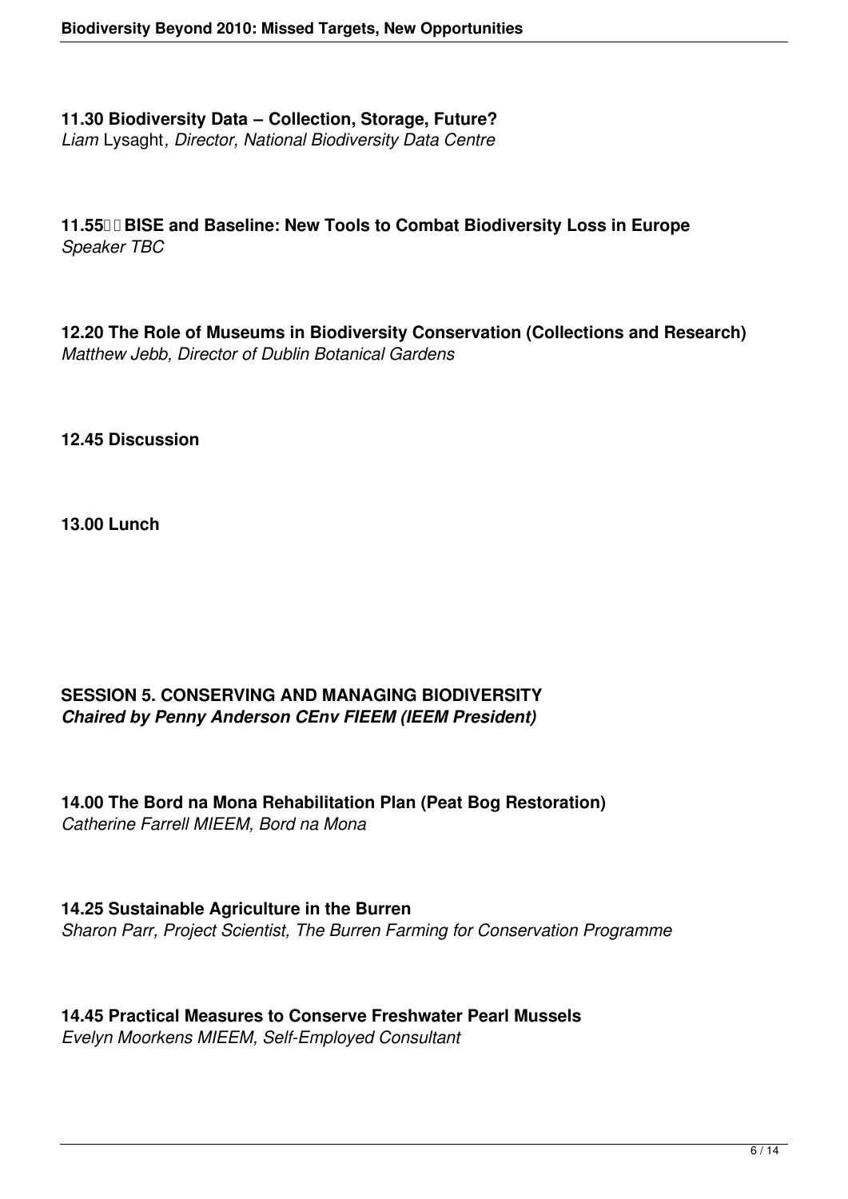**11.30 Biodiversity Data – Collection, Storage, Future?**
*Liam* Lysaght*, Director, National Biodiversity Data Centre*

**11.55 BISE and Baseline: New Tools to Combat Biodiversity Loss in Europe**
*Speaker TBC*

**12.20 The Role of Museums in Biodiversity Conservation (Collections and Research)**
*Matthew Jebb, Director of Dublin Botanical Gardens*

**12.45 Discussion**

**13.00 Lunch**

**SESSION 5. CONSERVING AND MANAGING BIODIVERSITY**
***Chaired by Penny Anderson CEnv FIEEM (IEEM President)***

**14.00 The Bord na Mona Rehabilitation Plan (Peat Bog Restoration)**
*Catherine Farrell MIEEM, Bord na Mona*

**14.25 Sustainable Agriculture in the Burren**
*Sharon Parr, Project Scientist, The Burren Farming for Conservation Programme*

**14.45 Practical Measures to Conserve Freshwater Pearl Mussels**
*Evelyn Moorkens MIEEM, Self-Employed Consultant*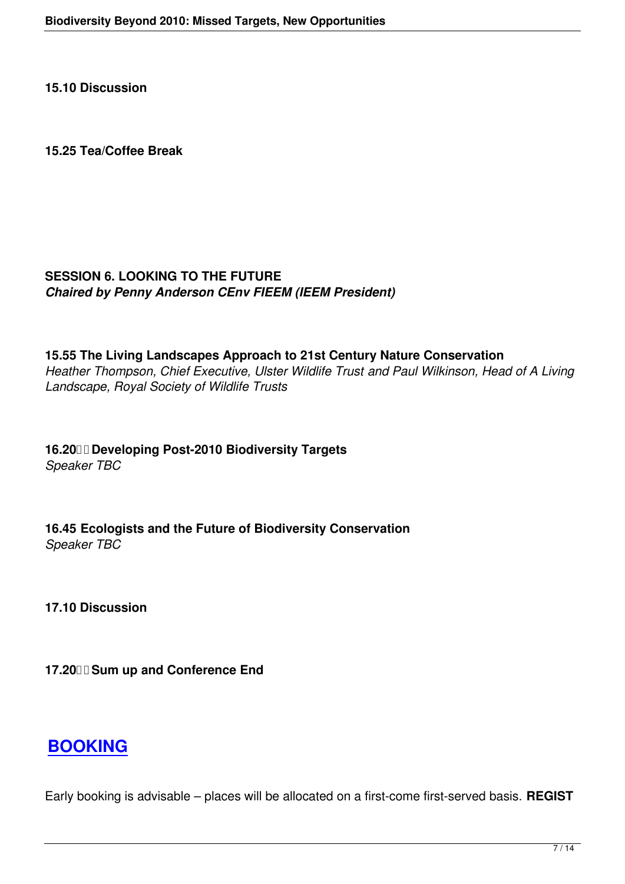**15.10 Discussion**

**15.25 Tea/Coffee Break**

**SESSION 6. LOOKING TO THE FUTURE**
***Chaired by Penny Anderson CEnv FIEEM (IEEM President)***

**15.55 The Living Landscapes Approach to 21st Century Nature Conservation**
*Heather Thompson, Chief Executive, Ulster Wildlife Trust and Paul Wilkinson, Head of A Living Landscape, Royal Society of Wildlife Trusts*

**16.20 Developing Post-2010 Biodiversity Targets**
*Speaker TBC*

**16.45 Ecologists and the Future of Biodiversity Conservation**
*Speaker TBC*

**17.10 Discussion**

**17.20 Sum up and Conference End**

## BOOKING

Early booking is advisable – places will be allocated on a first-come first-served basis. **REGIST**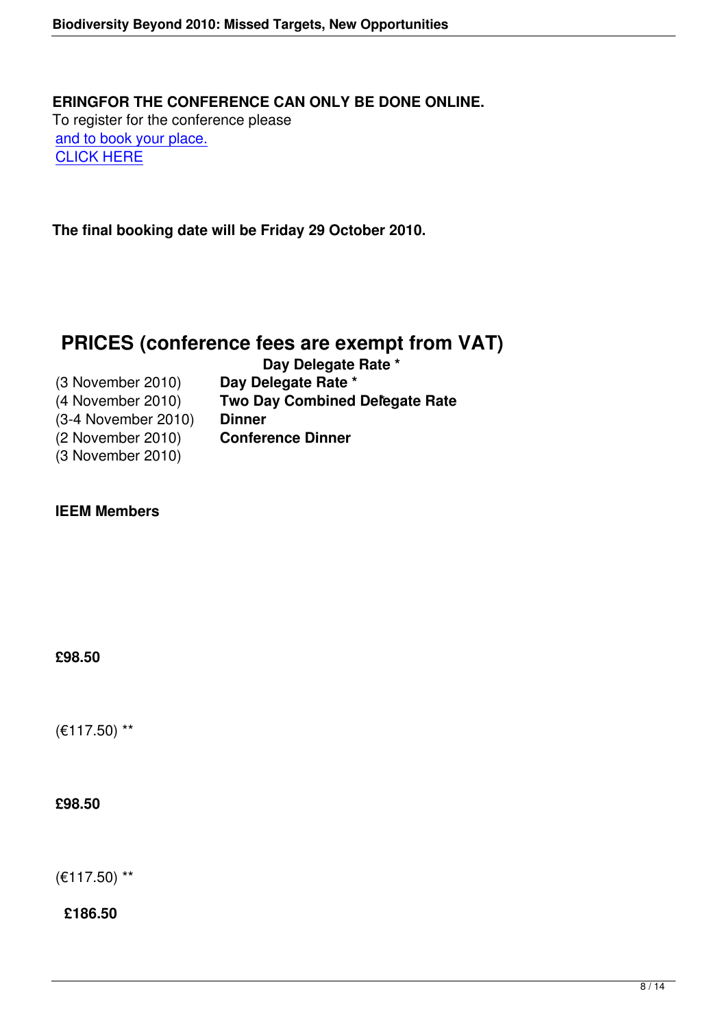**ERINGFOR THE CONFERENCE CAN ONLY BE DONE ONLINE.**

To register for the conference please

and to book your place.

CLICK HERE

**The final booking date will be Friday 29 October 2010.**

## PRICES (conference fees are exempt from VAT)

**Day Delegate Rate ***

(3 November 2010) **Day Delegate Rate ***

(4 November 2010) **Two Day Combined Delegate Rate**

(3-4 November 2010) **Dinner**

(2 November 2010) **Conference Dinner**

(3 November 2010)

**IEEM Members**

**£98.50**

(€117.50) **

**£98.50**

(€117.50) **

**£186.50**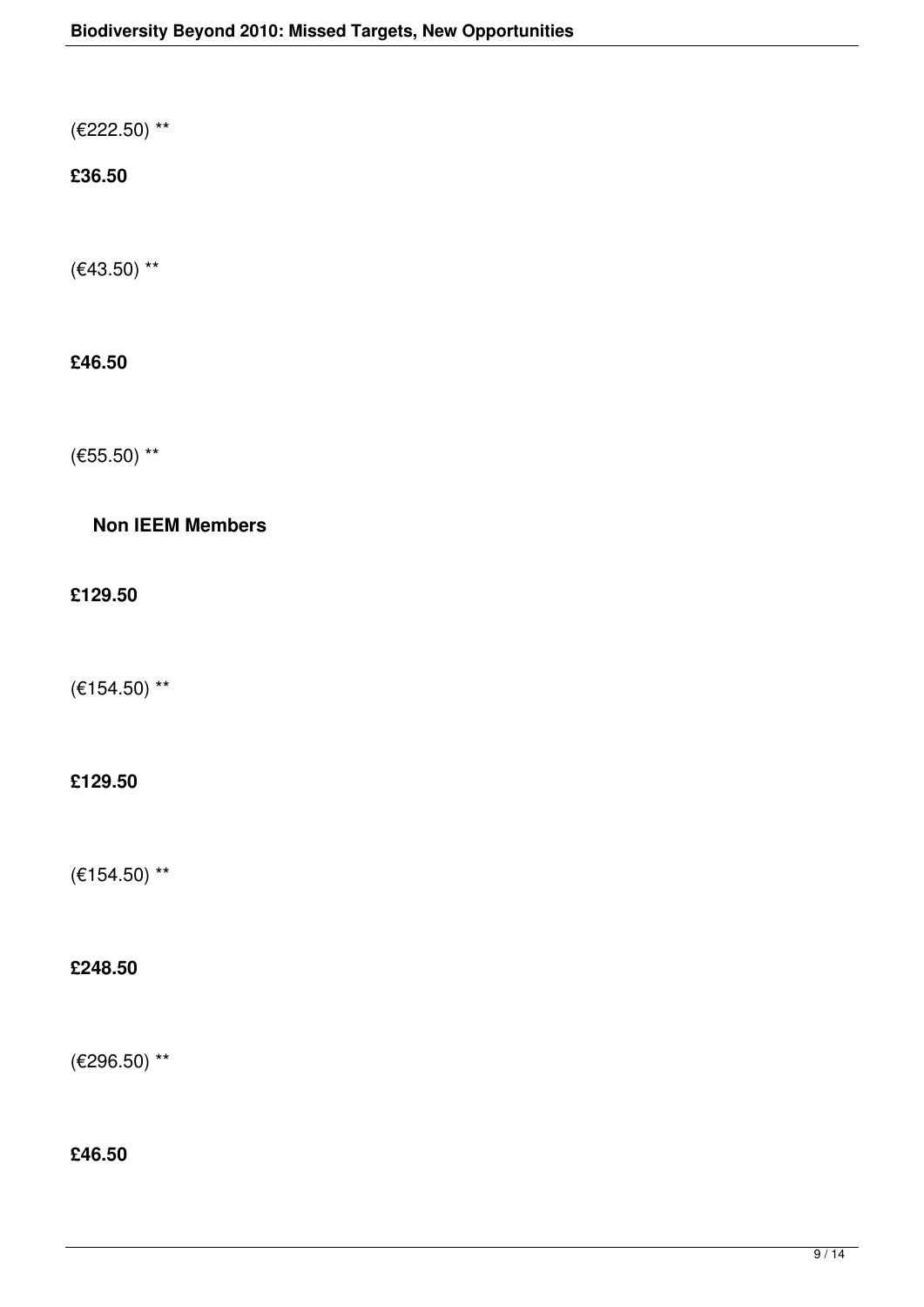(€222.50) **

**£36.50**

(€43.50) **

**£46.50**

(€55.50) **

**Non IEEM Members**

**£129.50**

(€154.50) **

**£129.50**

(€154.50) **

**£248.50**

(€296.50) **

**£46.50**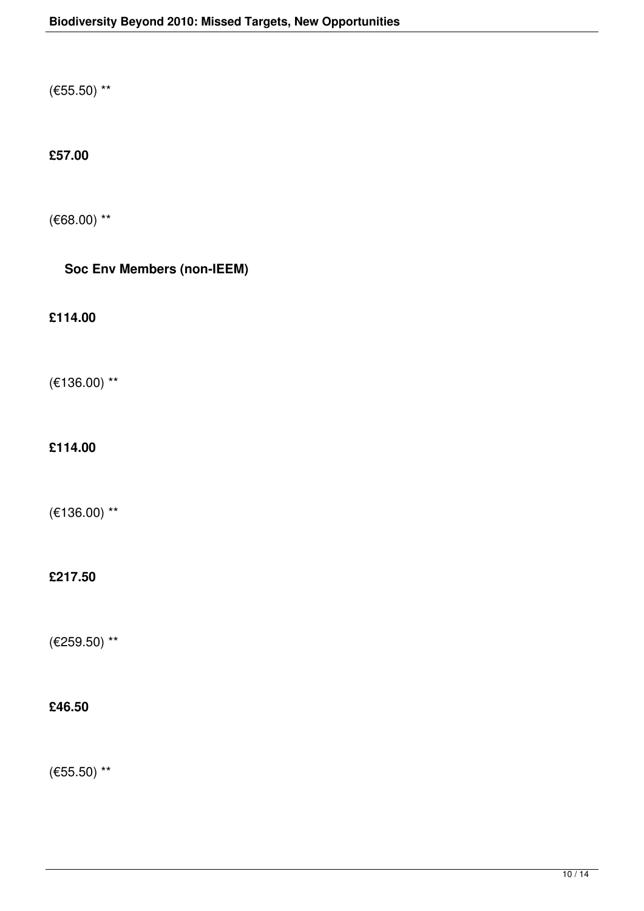(€55.50) **

**£57.00**

(€68.00) **

**Soc Env Members (non-IEEM)**

**£114.00**

(€136.00) **

**£114.00**

(€136.00) **

**£217.50**

(€259.50) **

**£46.50**

(€55.50) **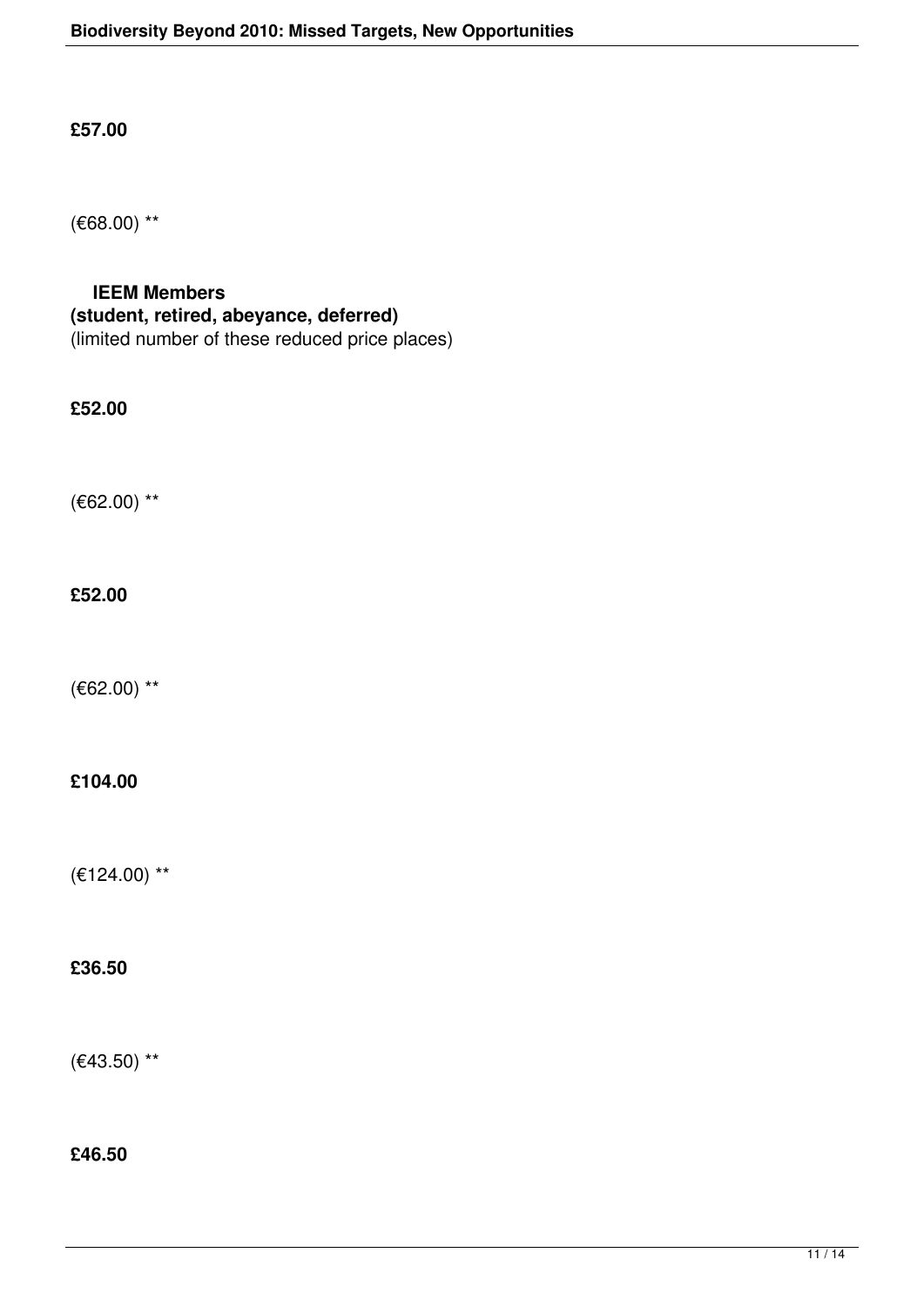**£57.00**

(€68.00) **

**IEEM Members**
**(student, retired, abeyance, deferred)**
(limited number of these reduced price places)

**£52.00**

(€62.00) **

**£52.00**

(€62.00) **

**£104.00**

(€124.00) **

**£36.50**

(€43.50) **

**£46.50**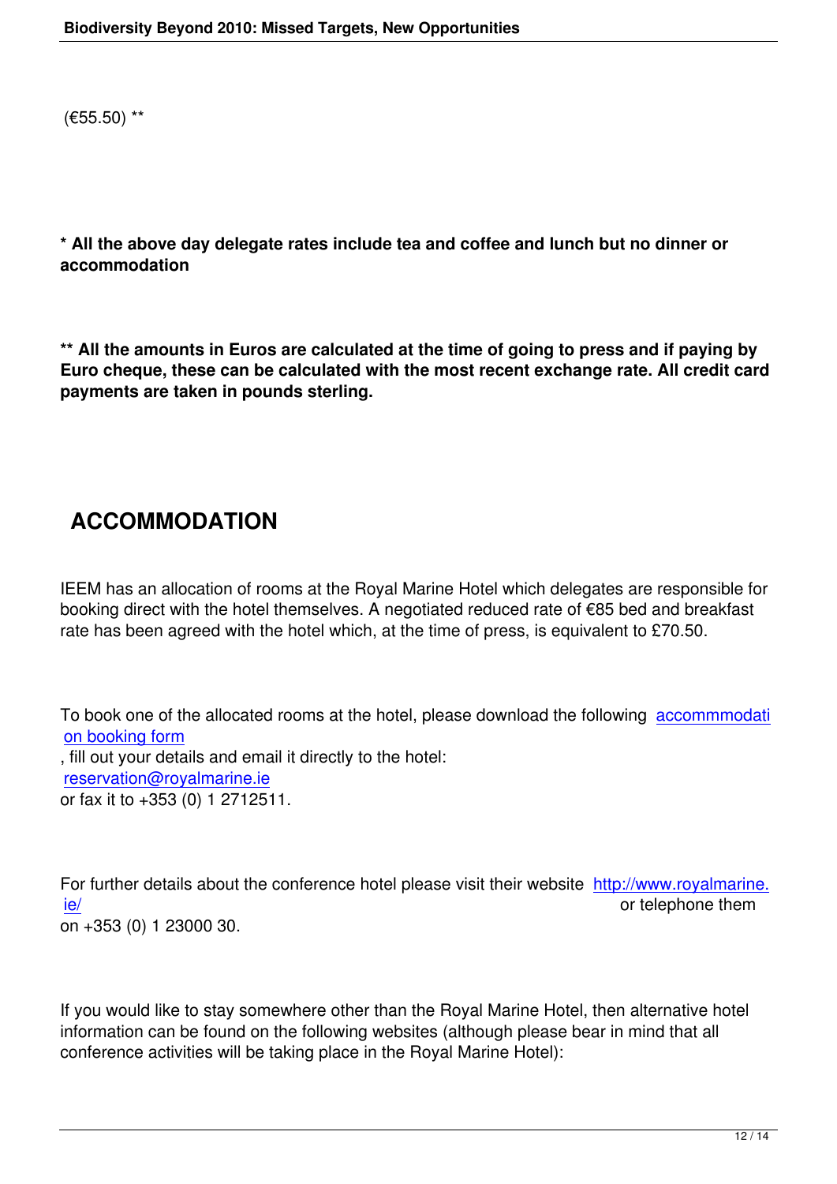(€55.50) **

**\* All the above day delegate rates include tea and coffee and lunch but no dinner or accommodation**

**\*\* All the amounts in Euros are calculated at the time of going to press and if paying by Euro cheque, these can be calculated with the most recent exchange rate. All credit card payments are taken in pounds sterling.**

## ACCOMMODATION

IEEM has an allocation of rooms at the Royal Marine Hotel which delegates are responsible for booking direct with the hotel themselves. A negotiated reduced rate of €85 bed and breakfast rate has been agreed with the hotel which, at the time of press, is equivalent to £70.50.

To book one of the allocated rooms at the hotel, please download the following accommmodation booking form, fill out your details and email it directly to the hotel: reservation@royalmarine.ie or fax it to +353 (0) 1 2712511.

For further details about the conference hotel please visit their website http://www.royalmarine.ie/ or telephone them on +353 (0) 1 23000 30.

If you would like to stay somewhere other than the Royal Marine Hotel, then alternative hotel information can be found on the following websites (although please bear in mind that all conference activities will be taking place in the Royal Marine Hotel):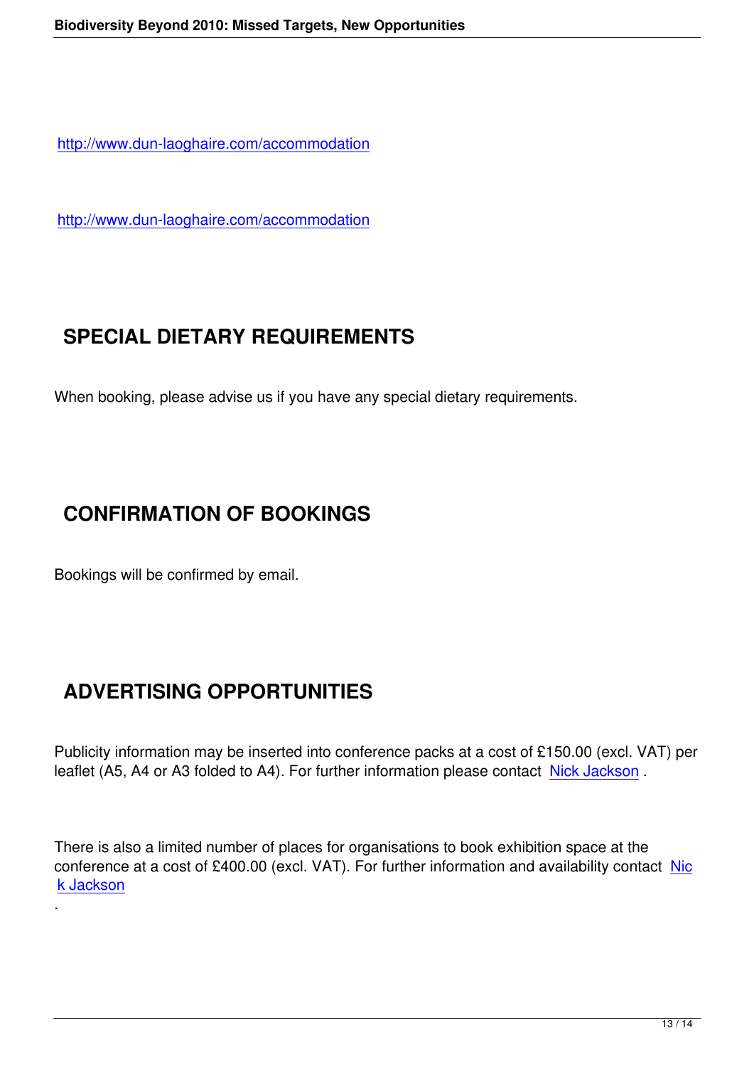http://www.dun-laoghaire.com/accommodation

http://www.dun-laoghaire.com/accommodation

## SPECIAL DIETARY REQUIREMENTS

When booking, please advise us if you have any special dietary requirements.

## CONFIRMATION OF BOOKINGS

Bookings will be confirmed by email.

## ADVERTISING OPPORTUNITIES

Publicity information may be inserted into conference packs at a cost of £150.00 (excl. VAT) per leaflet (A5, A4 or A3 folded to A4). For further information please contact Nick Jackson .

There is also a limited number of places for organisations to book exhibition space at the conference at a cost of £400.00 (excl. VAT). For further information and availability contact Nick Jackson

.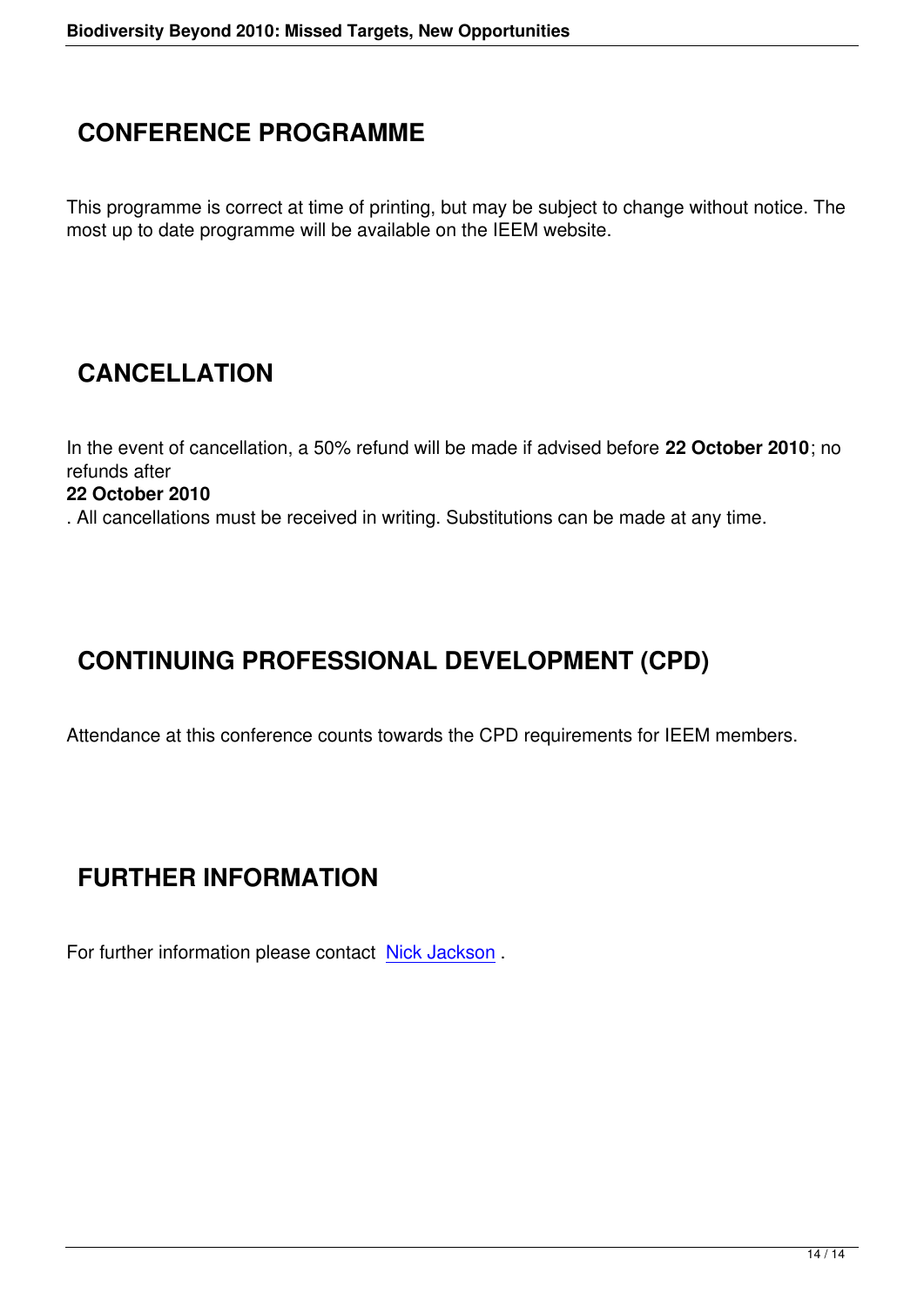## CONFERENCE PROGRAMME

This programme is correct at time of printing, but may be subject to change without notice. The most up to date programme will be available on the IEEM website.

## CANCELLATION

In the event of cancellation, a 50% refund will be made if advised before **22 October 2010**; no refunds after **22 October 2010**. All cancellations must be received in writing. Substitutions can be made at any time.

## CONTINUING PROFESSIONAL DEVELOPMENT (CPD)

Attendance at this conference counts towards the CPD requirements for IEEM members.

## FURTHER INFORMATION

For further information please contact Nick Jackson .